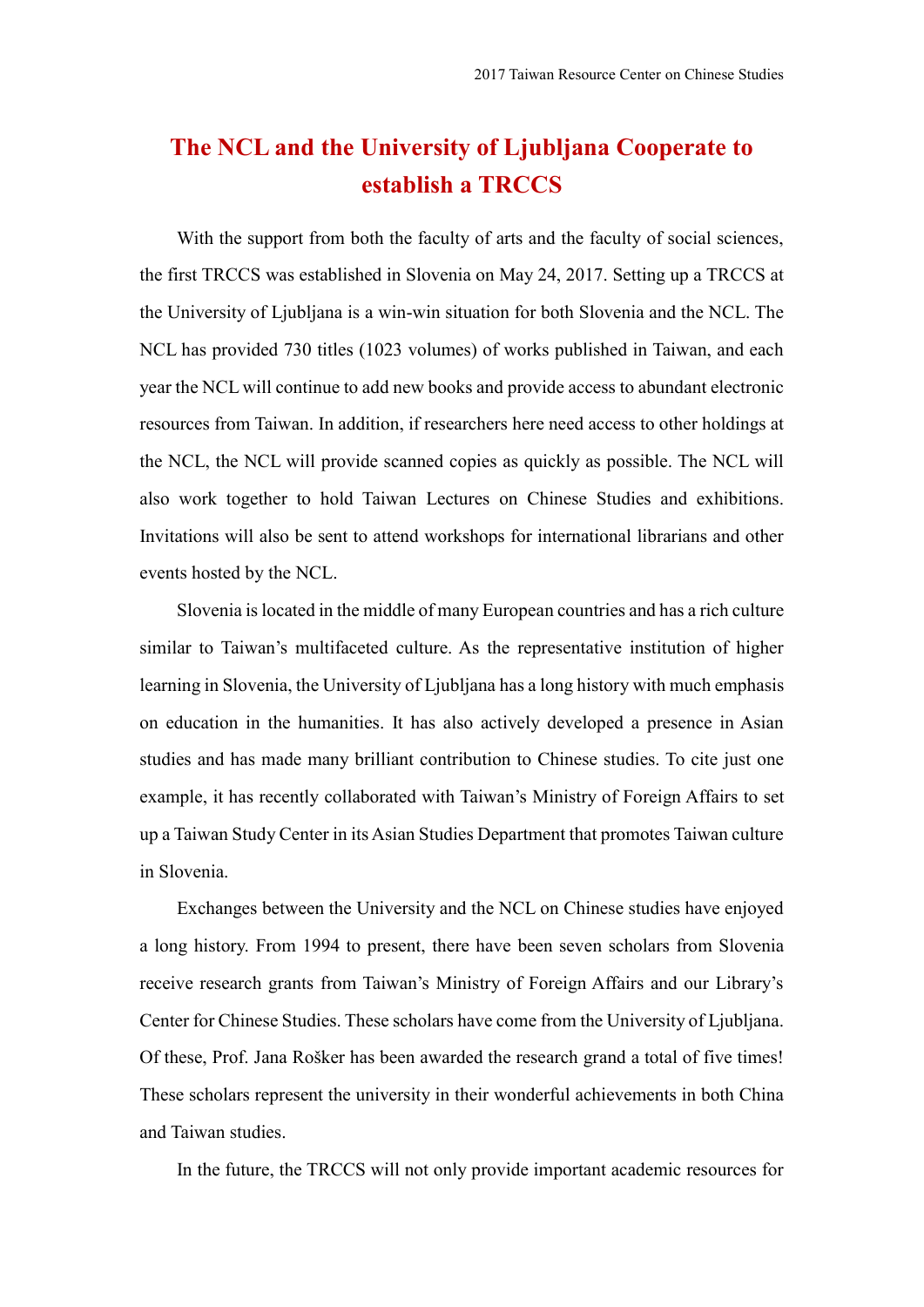# The NCL and the University of Ljubljana Cooperate to establish a TRCCS

With the support from both the faculty of arts and the faculty of social sciences, the first TRCCS was established in Slovenia on May 24, 2017. Setting up a TRCCS at the University of Ljubljana is a win-win situation for both Slovenia and the NCL. The NCL has provided 730 titles (1023 volumes) of works published in Taiwan, and each year the NCL will continue to add new books and provide access to abundant electronic resources from Taiwan. In addition, if researchers here need access to other holdings at the NCL, the NCL will provide scanned copies as quickly as possible. The NCL will also work together to hold Taiwan Lectures on Chinese Studies and exhibitions. Invitations will also be sent to attend workshops for international librarians and other events hosted by the NCL.

Slovenia is located in the middle of many European countries and has a rich culture similar to Taiwan's multifaceted culture. As the representative institution of higher learning in Slovenia, the University of Ljubljana has a long history with much emphasis on education in the humanities. It has also actively developed a presence in Asian studies and has made many brilliant contribution to Chinese studies. To cite just one example, it has recently collaborated with Taiwan's Ministry of Foreign Affairs to set up a Taiwan Study Center in its Asian Studies Department that promotes Taiwan culture in Slovenia.

Exchanges between the University and the NCL on Chinese studies have enjoyed a long history. From 1994 to present, there have been seven scholars from Slovenia receive research grants from Taiwan's Ministry of Foreign Affairs and our Library's Center for Chinese Studies. These scholars have come from the University of Ljubljana. Of these, Prof. Jana Rošker has been awarded the research grand a total of five times! These scholars represent the university in their wonderful achievements in both China and Taiwan studies.

In the future, the TRCCS will not only provide important academic resources for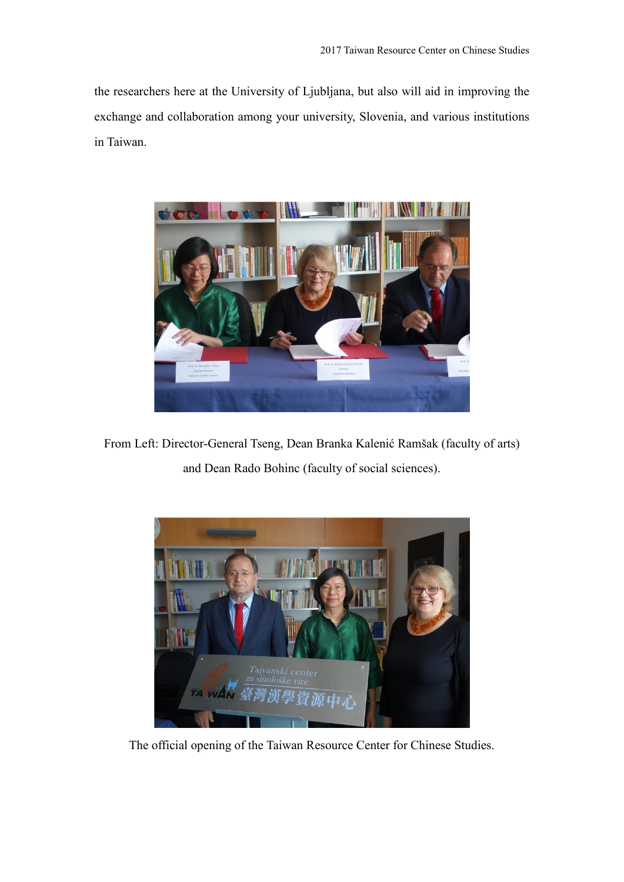the researchers here at the University of Ljubljana, but also will aid in improving the exchange and collaboration among your university, Slovenia, and various institutions in Taiwan.

From Left: Director-General Tseng, Dean Branka Kalenić Ramšak (faculty of arts) and Dean Rado Bohinc (faculty of social sciences).

The official opening of the Taiwan Resource Center for Chinese Studies.